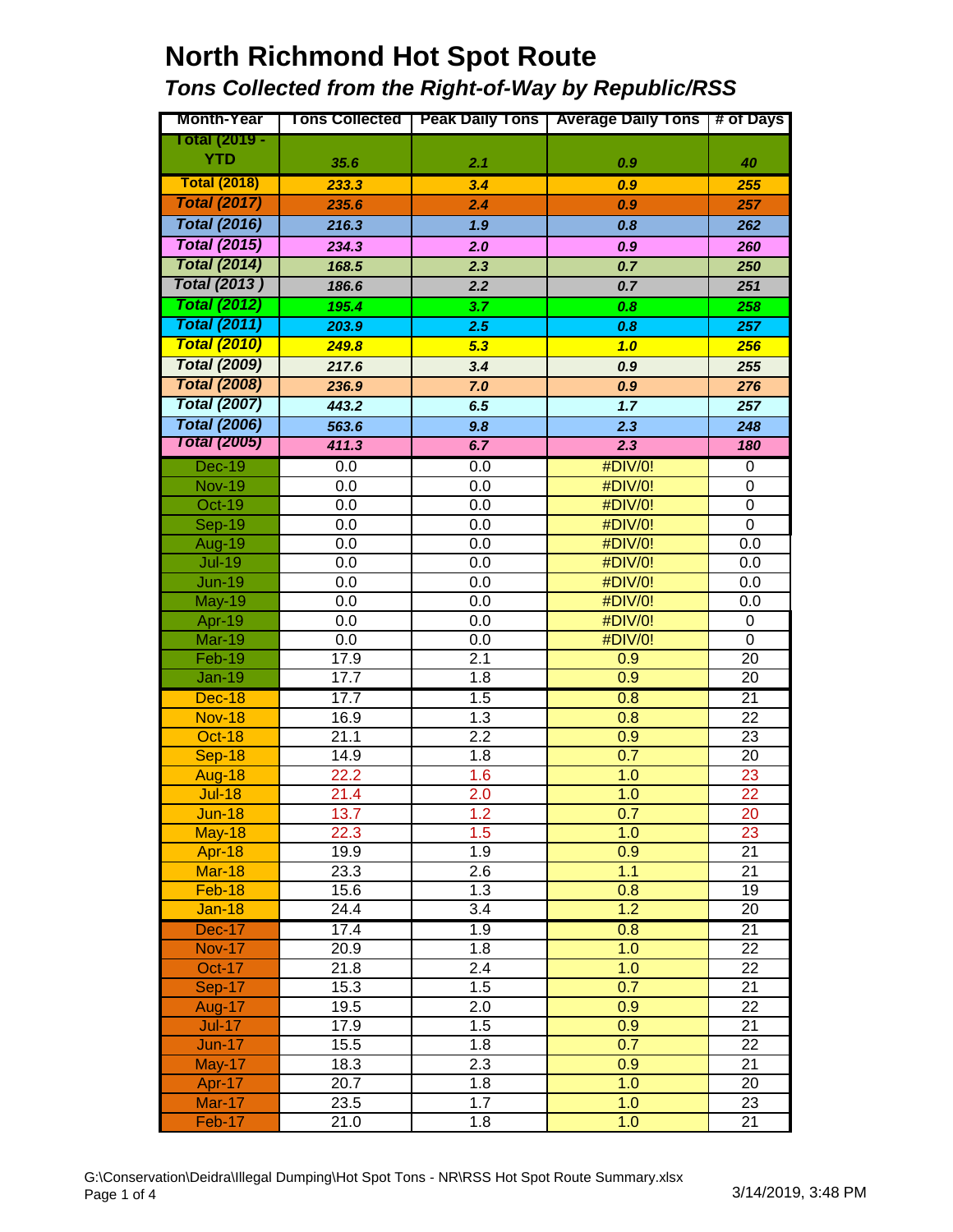# North Richmond Hot Spot Route

## *Tons Collected from the Right-of-Way by Republic/RSS*

| Month-Year | Tons Collected | Peak Daily Tons | Average Daily Tons | # of Days |
|---|---|---|---|---|
| **Total (2019 - YTD** | ***35.6*** | ***2.1*** | ***0.9*** | ***40*** |
| **Total (2018)** | ***233.3*** | ***3.4*** | ***0.9*** | ***255*** |
| ***Total (2017)*** | ***235.6*** | ***2.4*** | ***0.9*** | ***257*** |
| ***Total (2016)*** | ***216.3*** | ***1.9*** | ***0.8*** | ***262*** |
| ***Total (2015)*** | ***234.3*** | ***2.0*** | ***0.9*** | ***260*** |
| ***Total (2014)*** | ***168.5*** | ***2.3*** | ***0.7*** | ***250*** |
| ***Total (2013 )*** | ***186.6*** | ***2.2*** | ***0.7*** | ***251*** |
| ***Total (2012)*** | ***195.4*** | ***3.7*** | ***0.8*** | ***258*** |
| ***Total (2011)*** | ***203.9*** | ***2.5*** | ***0.8*** | ***257*** |
| ***Total (2010)*** | ***249.8*** | ***5.3*** | ***1.0*** | ***256*** |
| ***Total (2009)*** | ***217.6*** | ***3.4*** | ***0.9*** | ***255*** |
| ***Total (2008)*** | ***236.9*** | ***7.0*** | ***0.9*** | ***276*** |
| ***Total (2007)*** | ***443.2*** | ***6.5*** | ***1.7*** | ***257*** |
| ***Total (2006)*** | ***563.6*** | ***9.8*** | ***2.3*** | ***248*** |
| ***Total (2005)*** | ***411.3*** | ***6.7*** | ***2.3*** | ***180*** |
| Dec-19 | 0.0 | 0.0 | #DIV/0! | 0 |
| Nov-19 | 0.0 | 0.0 | #DIV/0! | 0 |
| Oct-19 | 0.0 | 0.0 | #DIV/0! | 0 |
| Sep-19 | 0.0 | 0.0 | #DIV/0! | 0 |
| Aug-19 | 0.0 | 0.0 | #DIV/0! | 0.0 |
| Jul-19 | 0.0 | 0.0 | #DIV/0! | 0.0 |
| Jun-19 | 0.0 | 0.0 | #DIV/0! | 0.0 |
| May-19 | 0.0 | 0.0 | #DIV/0! | 0.0 |
| Apr-19 | 0.0 | 0.0 | #DIV/0! | 0 |
| Mar-19 | 0.0 | 0.0 | #DIV/0! | 0 |
| Feb-19 | 17.9 | 2.1 | 0.9 | 20 |
| Jan-19 | 17.7 | 1.8 | 0.9 | 20 |
| Dec-18 | 17.7 | 1.5 | 0.8 | 21 |
| Nov-18 | 16.9 | 1.3 | 0.8 | 22 |
| Oct-18 | 21.1 | 2.2 | 0.9 | 23 |
| Sep-18 | 14.9 | 1.8 | 0.7 | 20 |
| Aug-18 | 22.2 | 1.6 | 1.0 | 23 |
| Jul-18 | 21.4 | 2.0 | 1.0 | 22 |
| Jun-18 | 13.7 | 1.2 | 0.7 | 20 |
| May-18 | 22.3 | 1.5 | 1.0 | 23 |
| Apr-18 | 19.9 | 1.9 | 0.9 | 21 |
| Mar-18 | 23.3 | 2.6 | 1.1 | 21 |
| Feb-18 | 15.6 | 1.3 | 0.8 | 19 |
| Jan-18 | 24.4 | 3.4 | 1.2 | 20 |
| Dec-17 | 17.4 | 1.9 | 0.8 | 21 |
| Nov-17 | 20.9 | 1.8 | 1.0 | 22 |
| Oct-17 | 21.8 | 2.4 | 1.0 | 22 |
| Sep-17 | 15.3 | 1.5 | 0.7 | 21 |
| Aug-17 | 19.5 | 2.0 | 0.9 | 22 |
| Jul-17 | 17.9 | 1.5 | 0.9 | 21 |
| Jun-17 | 15.5 | 1.8 | 0.7 | 22 |
| May-17 | 18.3 | 2.3 | 0.9 | 21 |
| Apr-17 | 20.7 | 1.8 | 1.0 | 20 |
| Mar-17 | 23.5 | 1.7 | 1.0 | 23 |
| Feb-17 | 21.0 | 1.8 | 1.0 | 21 |

G:\Conservation\Deidra\Illegal Dumping\Hot Spot Tons - NR\RSS Hot Spot Route Summary.xlsx

3/14/2019, 3:48 PM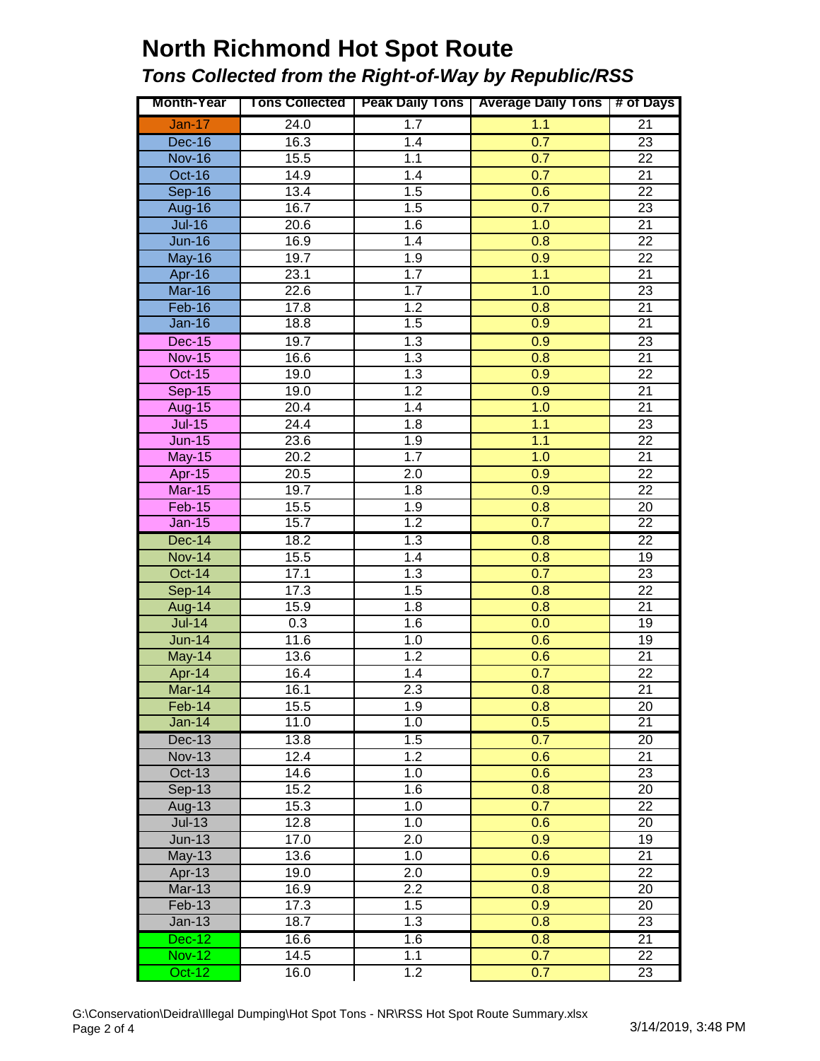# North Richmond Hot Spot Route

## *Tons Collected from the Right-of-Way by Republic/RSS*

| Month-Year | Tons Collected | Peak Daily Tons | Average Daily Tons | # of Days |
|---|---|---|---|---|
| Jan-17 | 24.0 | 1.7 | 1.1 | 21 |
| Dec-16 | 16.3 | 1.4 | 0.7 | 23 |
| Nov-16 | 15.5 | 1.1 | 0.7 | 22 |
| Oct-16 | 14.9 | 1.4 | 0.7 | 21 |
| Sep-16 | 13.4 | 1.5 | 0.6 | 22 |
| Aug-16 | 16.7 | 1.5 | 0.7 | 23 |
| Jul-16 | 20.6 | 1.6 | 1.0 | 21 |
| Jun-16 | 16.9 | 1.4 | 0.8 | 22 |
| May-16 | 19.7 | 1.9 | 0.9 | 22 |
| Apr-16 | 23.1 | 1.7 | 1.1 | 21 |
| Mar-16 | 22.6 | 1.7 | 1.0 | 23 |
| Feb-16 | 17.8 | 1.2 | 0.8 | 21 |
| Jan-16 | 18.8 | 1.5 | 0.9 | 21 |
| Dec-15 | 19.7 | 1.3 | 0.9 | 23 |
| Nov-15 | 16.6 | 1.3 | 0.8 | 21 |
| Oct-15 | 19.0 | 1.3 | 0.9 | 22 |
| Sep-15 | 19.0 | 1.2 | 0.9 | 21 |
| Aug-15 | 20.4 | 1.4 | 1.0 | 21 |
| Jul-15 | 24.4 | 1.8 | 1.1 | 23 |
| Jun-15 | 23.6 | 1.9 | 1.1 | 22 |
| May-15 | 20.2 | 1.7 | 1.0 | 21 |
| Apr-15 | 20.5 | 2.0 | 0.9 | 22 |
| Mar-15 | 19.7 | 1.8 | 0.9 | 22 |
| Feb-15 | 15.5 | 1.9 | 0.8 | 20 |
| Jan-15 | 15.7 | 1.2 | 0.7 | 22 |
| Dec-14 | 18.2 | 1.3 | 0.8 | 22 |
| Nov-14 | 15.5 | 1.4 | 0.8 | 19 |
| Oct-14 | 17.1 | 1.3 | 0.7 | 23 |
| Sep-14 | 17.3 | 1.5 | 0.8 | 22 |
| Aug-14 | 15.9 | 1.8 | 0.8 | 21 |
| Jul-14 | 0.3 | 1.6 | 0.0 | 19 |
| Jun-14 | 11.6 | 1.0 | 0.6 | 19 |
| May-14 | 13.6 | 1.2 | 0.6 | 21 |
| Apr-14 | 16.4 | 1.4 | 0.7 | 22 |
| Mar-14 | 16.1 | 2.3 | 0.8 | 21 |
| Feb-14 | 15.5 | 1.9 | 0.8 | 20 |
| Jan-14 | 11.0 | 1.0 | 0.5 | 21 |
| Dec-13 | 13.8 | 1.5 | 0.7 | 20 |
| Nov-13 | 12.4 | 1.2 | 0.6 | 21 |
| Oct-13 | 14.6 | 1.0 | 0.6 | 23 |
| Sep-13 | 15.2 | 1.6 | 0.8 | 20 |
| Aug-13 | 15.3 | 1.0 | 0.7 | 22 |
| Jul-13 | 12.8 | 1.0 | 0.6 | 20 |
| Jun-13 | 17.0 | 2.0 | 0.9 | 19 |
| May-13 | 13.6 | 1.0 | 0.6 | 21 |
| Apr-13 | 19.0 | 2.0 | 0.9 | 22 |
| Mar-13 | 16.9 | 2.2 | 0.8 | 20 |
| Feb-13 | 17.3 | 1.5 | 0.9 | 20 |
| Jan-13 | 18.7 | 1.3 | 0.8 | 23 |
| Dec-12 | 16.6 | 1.6 | 0.8 | 21 |
| Nov-12 | 14.5 | 1.1 | 0.7 | 22 |
| Oct-12 | 16.0 | 1.2 | 0.7 | 23 |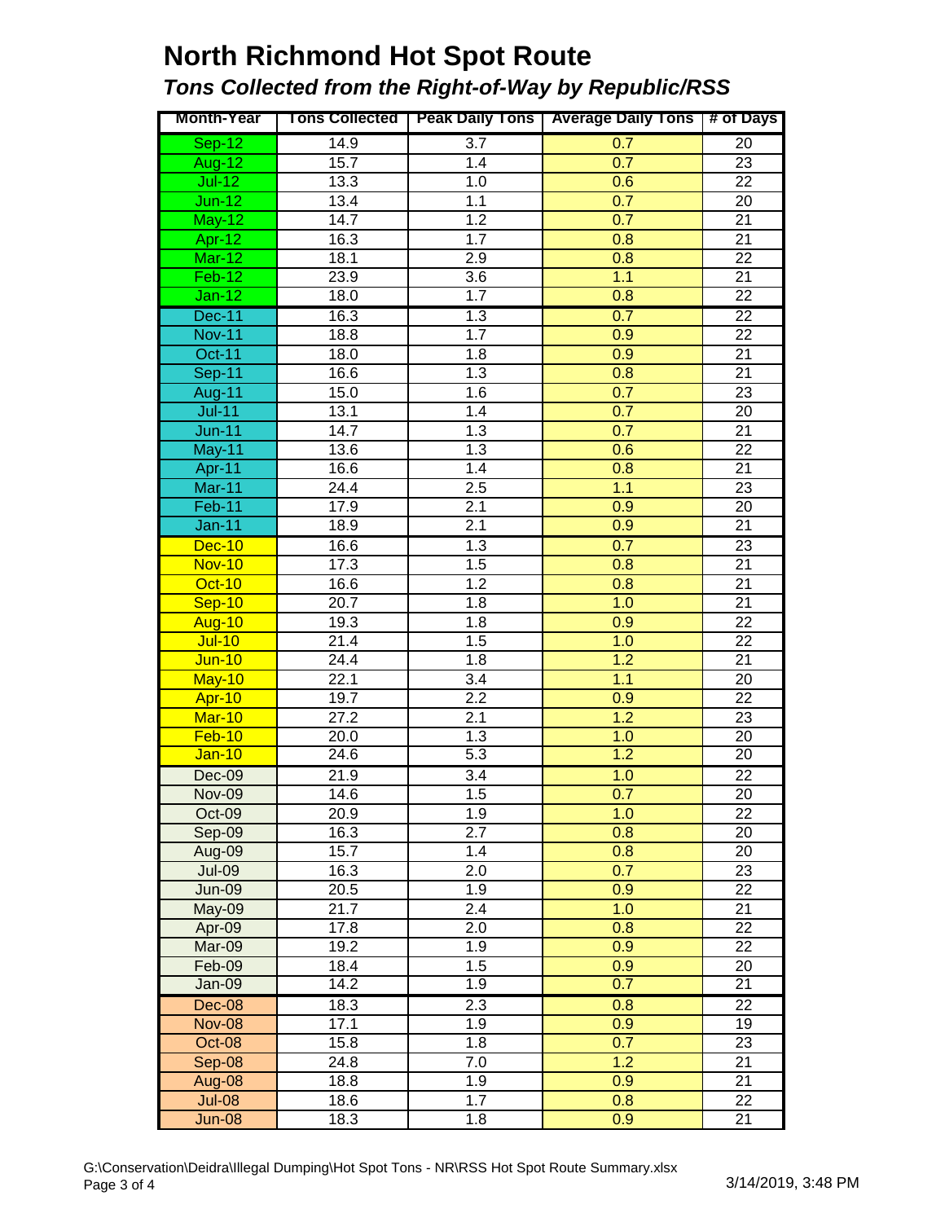# North Richmond Hot Spot Route

## *Tons Collected from the Right-of-Way by Republic/RSS*

| Month-Year | Tons Collected | Peak Daily Tons | Average Daily Tons | # of Days |
|---|---|---|---|---|
| Sep-12 | 14.9 | 3.7 | 0.7 | 20 |
| Aug-12 | 15.7 | 1.4 | 0.7 | 23 |
| Jul-12 | 13.3 | 1.0 | 0.6 | 22 |
| Jun-12 | 13.4 | 1.1 | 0.7 | 20 |
| May-12 | 14.7 | 1.2 | 0.7 | 21 |
| Apr-12 | 16.3 | 1.7 | 0.8 | 21 |
| Mar-12 | 18.1 | 2.9 | 0.8 | 22 |
| Feb-12 | 23.9 | 3.6 | 1.1 | 21 |
| Jan-12 | 18.0 | 1.7 | 0.8 | 22 |
| Dec-11 | 16.3 | 1.3 | 0.7 | 22 |
| Nov-11 | 18.8 | 1.7 | 0.9 | 22 |
| Oct-11 | 18.0 | 1.8 | 0.9 | 21 |
| Sep-11 | 16.6 | 1.3 | 0.8 | 21 |
| Aug-11 | 15.0 | 1.6 | 0.7 | 23 |
| Jul-11 | 13.1 | 1.4 | 0.7 | 20 |
| Jun-11 | 14.7 | 1.3 | 0.7 | 21 |
| May-11 | 13.6 | 1.3 | 0.6 | 22 |
| Apr-11 | 16.6 | 1.4 | 0.8 | 21 |
| Mar-11 | 24.4 | 2.5 | 1.1 | 23 |
| Feb-11 | 17.9 | 2.1 | 0.9 | 20 |
| Jan-11 | 18.9 | 2.1 | 0.9 | 21 |
| Dec-10 | 16.6 | 1.3 | 0.7 | 23 |
| Nov-10 | 17.3 | 1.5 | 0.8 | 21 |
| Oct-10 | 16.6 | 1.2 | 0.8 | 21 |
| Sep-10 | 20.7 | 1.8 | 1.0 | 21 |
| Aug-10 | 19.3 | 1.8 | 0.9 | 22 |
| Jul-10 | 21.4 | 1.5 | 1.0 | 22 |
| Jun-10 | 24.4 | 1.8 | 1.2 | 21 |
| May-10 | 22.1 | 3.4 | 1.1 | 20 |
| Apr-10 | 19.7 | 2.2 | 0.9 | 22 |
| Mar-10 | 27.2 | 2.1 | 1.2 | 23 |
| Feb-10 | 20.0 | 1.3 | 1.0 | 20 |
| Jan-10 | 24.6 | 5.3 | 1.2 | 20 |
| Dec-09 | 21.9 | 3.4 | 1.0 | 22 |
| Nov-09 | 14.6 | 1.5 | 0.7 | 20 |
| Oct-09 | 20.9 | 1.9 | 1.0 | 22 |
| Sep-09 | 16.3 | 2.7 | 0.8 | 20 |
| Aug-09 | 15.7 | 1.4 | 0.8 | 20 |
| Jul-09 | 16.3 | 2.0 | 0.7 | 23 |
| Jun-09 | 20.5 | 1.9 | 0.9 | 22 |
| May-09 | 21.7 | 2.4 | 1.0 | 21 |
| Apr-09 | 17.8 | 2.0 | 0.8 | 22 |
| Mar-09 | 19.2 | 1.9 | 0.9 | 22 |
| Feb-09 | 18.4 | 1.5 | 0.9 | 20 |
| Jan-09 | 14.2 | 1.9 | 0.7 | 21 |
| Dec-08 | 18.3 | 2.3 | 0.8 | 22 |
| Nov-08 | 17.1 | 1.9 | 0.9 | 19 |
| Oct-08 | 15.8 | 1.8 | 0.7 | 23 |
| Sep-08 | 24.8 | 7.0 | 1.2 | 21 |
| Aug-08 | 18.8 | 1.9 | 0.9 | 21 |
| Jul-08 | 18.6 | 1.7 | 0.8 | 22 |
| Jun-08 | 18.3 | 1.8 | 0.9 | 21 |

G:\Conservation\Deidra\Illegal Dumping\Hot Spot Tons - NR\RSS Hot Spot Route Summary.xlsx

3/14/2019, 3:48 PM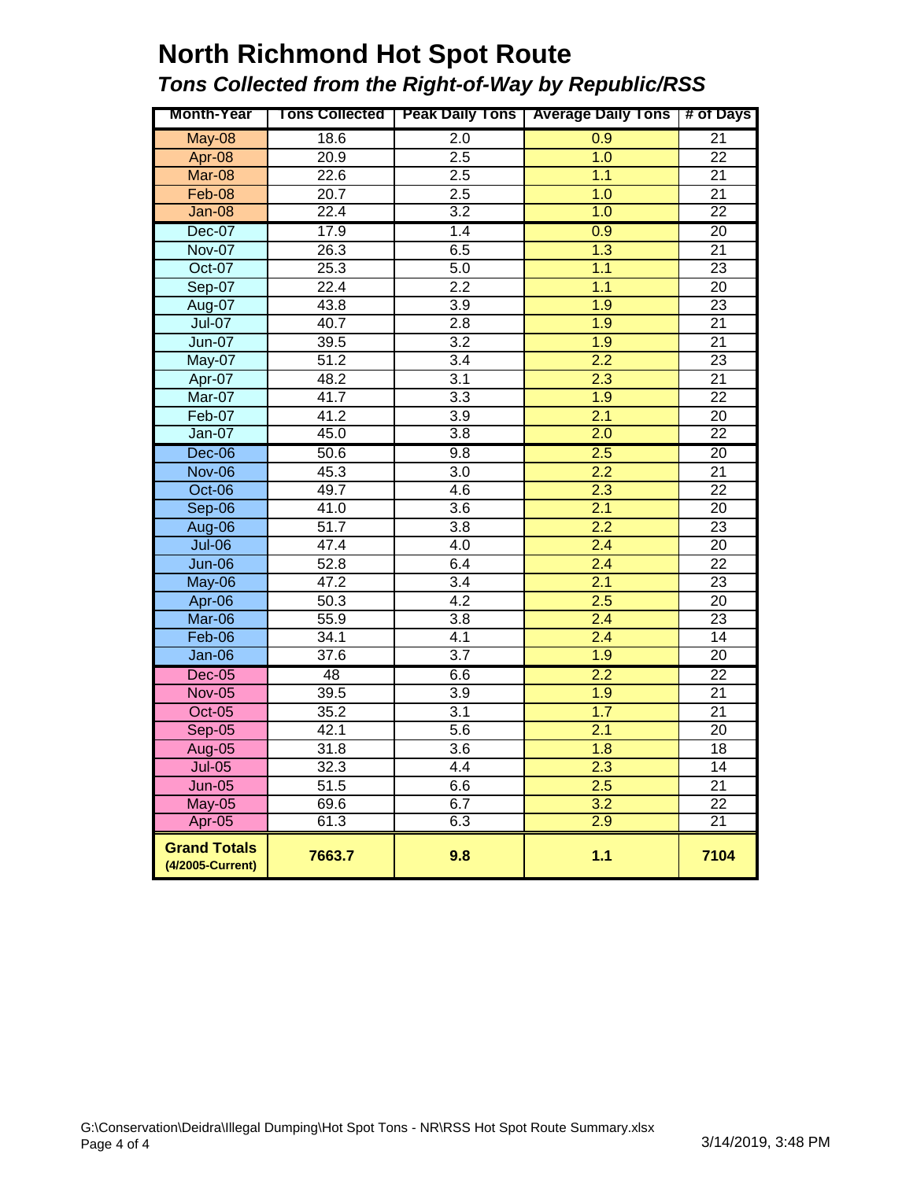# North Richmond Hot Spot Route

## *Tons Collected from the Right-of-Way by Republic/RSS*

| Month-Year | Tons Collected | Peak Daily Tons | Average Daily Tons | # of Days |
|---|---|---|---|---|
| May-08 | 18.6 | 2.0 | 0.9 | 21 |
| Apr-08 | 20.9 | 2.5 | 1.0 | 22 |
| Mar-08 | 22.6 | 2.5 | 1.1 | 21 |
| Feb-08 | 20.7 | 2.5 | 1.0 | 21 |
| Jan-08 | 22.4 | 3.2 | 1.0 | 22 |
| Dec-07 | 17.9 | 1.4 | 0.9 | 20 |
| Nov-07 | 26.3 | 6.5 | 1.3 | 21 |
| Oct-07 | 25.3 | 5.0 | 1.1 | 23 |
| Sep-07 | 22.4 | 2.2 | 1.1 | 20 |
| Aug-07 | 43.8 | 3.9 | 1.9 | 23 |
| Jul-07 | 40.7 | 2.8 | 1.9 | 21 |
| Jun-07 | 39.5 | 3.2 | 1.9 | 21 |
| May-07 | 51.2 | 3.4 | 2.2 | 23 |
| Apr-07 | 48.2 | 3.1 | 2.3 | 21 |
| Mar-07 | 41.7 | 3.3 | 1.9 | 22 |
| Feb-07 | 41.2 | 3.9 | 2.1 | 20 |
| Jan-07 | 45.0 | 3.8 | 2.0 | 22 |
| Dec-06 | 50.6 | 9.8 | 2.5 | 20 |
| Nov-06 | 45.3 | 3.0 | 2.2 | 21 |
| Oct-06 | 49.7 | 4.6 | 2.3 | 22 |
| Sep-06 | 41.0 | 3.6 | 2.1 | 20 |
| Aug-06 | 51.7 | 3.8 | 2.2 | 23 |
| Jul-06 | 47.4 | 4.0 | 2.4 | 20 |
| Jun-06 | 52.8 | 6.4 | 2.4 | 22 |
| May-06 | 47.2 | 3.4 | 2.1 | 23 |
| Apr-06 | 50.3 | 4.2 | 2.5 | 20 |
| Mar-06 | 55.9 | 3.8 | 2.4 | 23 |
| Feb-06 | 34.1 | 4.1 | 2.4 | 14 |
| Jan-06 | 37.6 | 3.7 | 1.9 | 20 |
| Dec-05 | 48 | 6.6 | 2.2 | 22 |
| Nov-05 | 39.5 | 3.9 | 1.9 | 21 |
| Oct-05 | 35.2 | 3.1 | 1.7 | 21 |
| Sep-05 | 42.1 | 5.6 | 2.1 | 20 |
| Aug-05 | 31.8 | 3.6 | 1.8 | 18 |
| Jul-05 | 32.3 | 4.4 | 2.3 | 14 |
| Jun-05 | 51.5 | 6.6 | 2.5 | 21 |
| May-05 | 69.6 | 6.7 | 3.2 | 22 |
| Apr-05 | 61.3 | 6.3 | 2.9 | 21 |
| **Grand Totals (4/2005-Current)** | **7663.7** | **9.8** | **1.1** | **7104** |

G:\Conservation\Deidra\Illegal Dumping\Hot Spot Tons - NR\RSS Hot Spot Route Summary.xlsx

3/14/2019, 3:48 PM